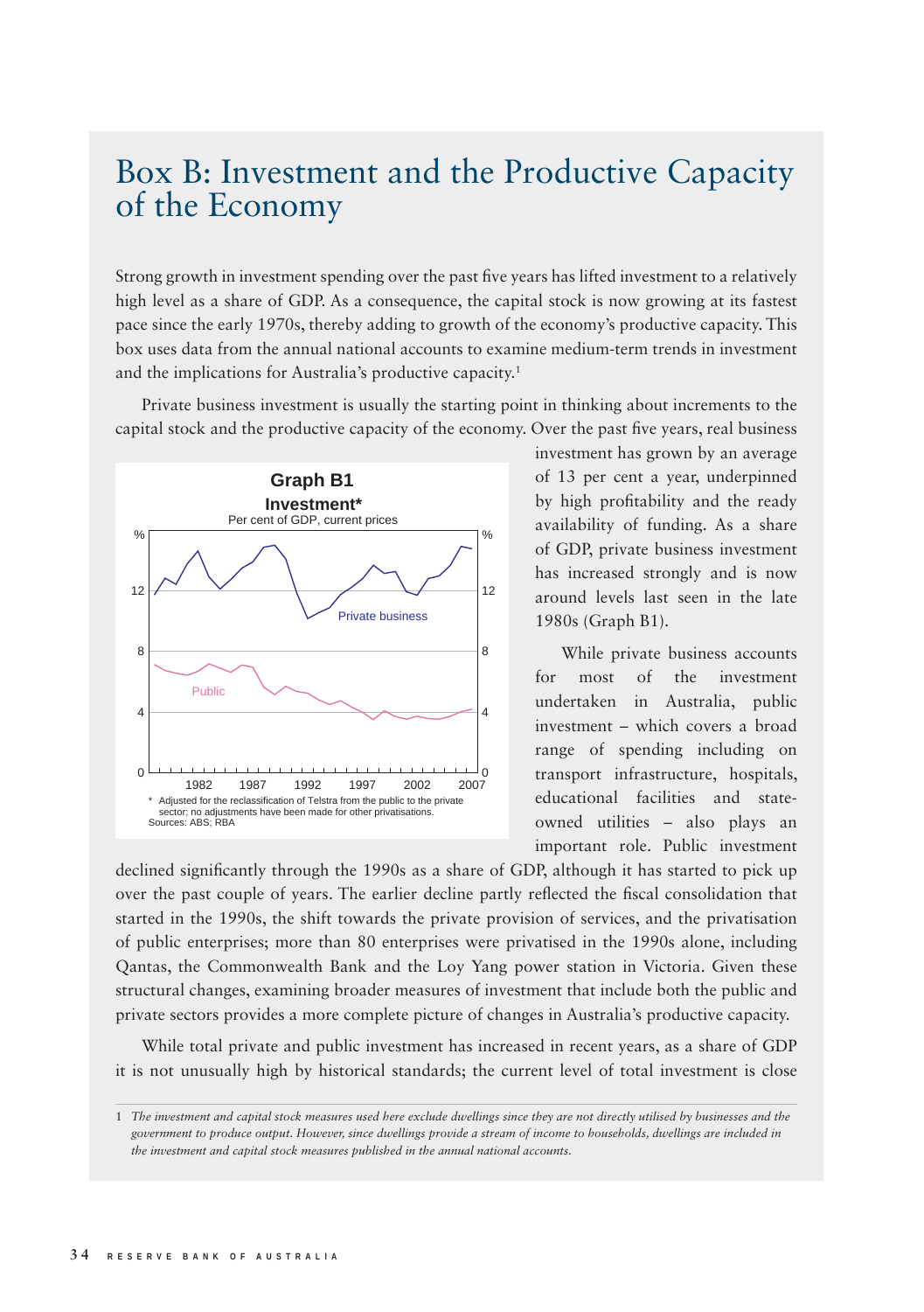# Box B: Investment and the Productive Capacity of the Economy

Strong growth in investment spending over the past five years has lifted investment to a relatively high level as a share of GDP. As a consequence, the capital stock is now growing at its fastest pace since the early 1970s, thereby adding to growth of the economy's productive capacity. This box uses data from the annual national accounts to examine medium-term trends in investment and the implications for Australia's productive capacity.[1]

Private business investment is usually the starting point in thinking about increments to the capital stock and the productive capacity of the economy. Over the past five years, real business investment has grown by an average of 13 per cent a year, underpinned by high profitability and the ready availability of funding. As a share of GDP, private business investment has increased strongly and is now around levels last seen in the late 1980s (Graph B1).

**Graph B1**

**Investment***

Per cent of GDP, current prices

\* Adjusted for the reclassification of Telstra from the public to the private sector; no adjustments have been made for other privatisations.

Sources: ABS; RBA

While private business accounts for most of the investment undertaken in Australia, public investment – which covers a broad range of spending including on transport infrastructure, hospitals, educational facilities and state-owned utilities – also plays an important role. Public investment declined significantly through the 1990s as a share of GDP, although it has started to pick up over the past couple of years. The earlier decline partly reflected the fiscal consolidation that started in the 1990s, the shift towards the private provision of services, and the privatisation of public enterprises; more than 80 enterprises were privatised in the 1990s alone, including Qantas, the Commonwealth Bank and the Loy Yang power station in Victoria. Given these structural changes, examining broader measures of investment that include both the public and private sectors provides a more complete picture of changes in Australia's productive capacity.

While total private and public investment has increased in recent years, as a share of GDP it is not unusually high by historical standards; the current level of total investment is close

1 *The investment and capital stock measures used here exclude dwellings since they are not directly utilised by businesses and the government to produce output. However, since dwellings provide a stream of income to households, dwellings are included in the investment and capital stock measures published in the annual national accounts.*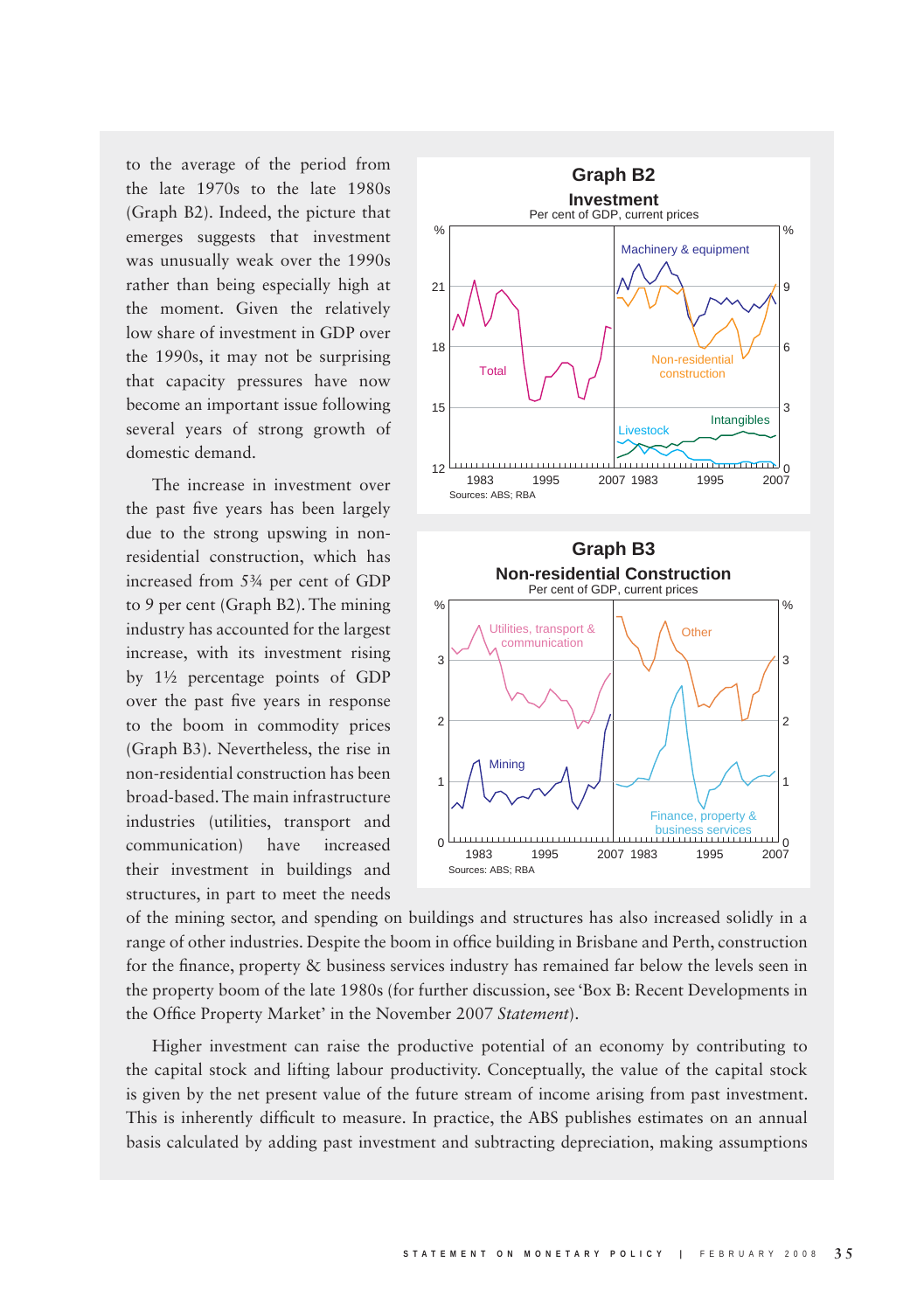to the average of the period from the late 1970s to the late 1980s (Graph B2). Indeed, the picture that emerges suggests that investment was unusually weak over the 1990s rather than being especially high at the moment. Given the relatively low share of investment in GDP over the 1990s, it may not be surprising that capacity pressures have now become an important issue following several years of strong growth of domestic demand.

**Graph B2**

**Investment**

Per cent of GDP, current prices

Sources: ABS; RBA

The increase in investment over the past five years has been largely due to the strong upswing in non-residential construction, which has increased from 5¾ per cent of GDP to 9 per cent (Graph B2). The mining industry has accounted for the largest increase, with its investment rising by 1½ percentage points of GDP over the past five years in response to the boom in commodity prices (Graph B3). Nevertheless, the rise in non-residential construction has been broad-based. The main infrastructure industries (utilities, transport and communication) have increased their investment in buildings and structures, in part to meet the needs of the mining sector, and spending on buildings and structures has also increased solidly in a range of other industries. Despite the boom in office building in Brisbane and Perth, construction for the finance, property & business services industry has remained far below the levels seen in the property boom of the late 1980s (for further discussion, see 'Box B: Recent Developments in the Office Property Market' in the November 2007 *Statement*).

**Graph B3**

**Non-residential Construction**

Per cent of GDP, current prices

Sources: ABS; RBA

Higher investment can raise the productive potential of an economy by contributing to the capital stock and lifting labour productivity. Conceptually, the value of the capital stock is given by the net present value of the future stream of income arising from past investment. This is inherently difficult to measure. In practice, the ABS publishes estimates on an annual basis calculated by adding past investment and subtracting depreciation, making assumptions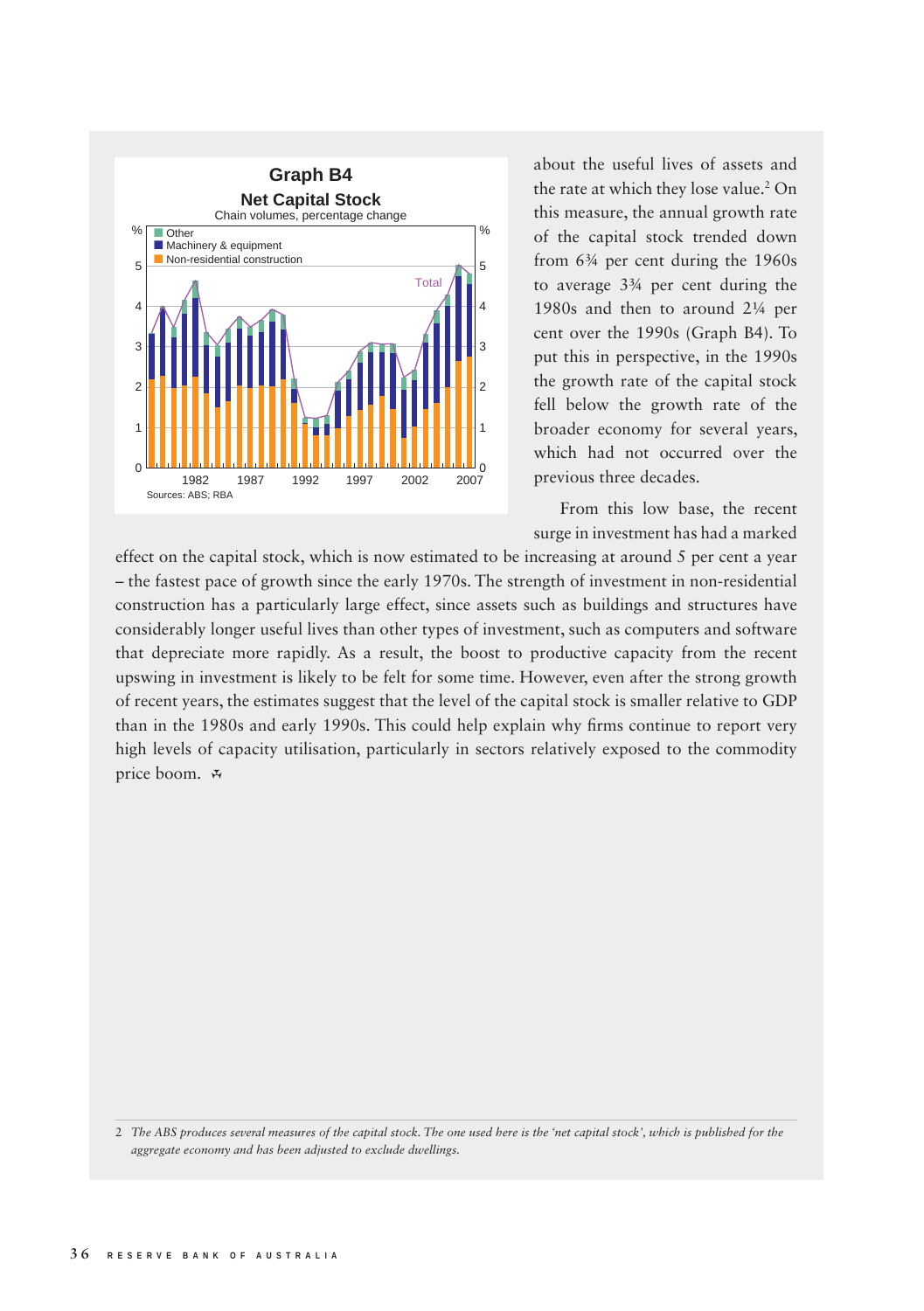Graph B4
Net Capital Stock
Chain volumes, percentage change

%
Other
Machinery & equipment
Non-residential construction
Total
5
4
3
2
1
0
1982
1987
1992
1997
2002
2007
Sources: ABS; RBA

about the useful lives of assets and the rate at which they lose value.[2] On this measure, the annual growth rate of the capital stock trended down from 6¾ per cent during the 1960s to average 3¾ per cent during the 1980s and then to around 2¼ per cent over the 1990s (Graph B4). To put this in perspective, in the 1990s the growth rate of the capital stock fell below the growth rate of the broader economy for several years, which had not occurred over the previous three decades.

From this low base, the recent surge in investment has had a marked effect on the capital stock, which is now estimated to be increasing at around 5 per cent a year – the fastest pace of growth since the early 1970s. The strength of investment in non-residential construction has a particularly large effect, since assets such as buildings and structures have considerably longer useful lives than other types of investment, such as computers and software that depreciate more rapidly. As a result, the boost to productive capacity from the recent upswing in investment is likely to be felt for some time. However, even after the strong growth of recent years, the estimates suggest that the level of the capital stock is smaller relative to GDP than in the 1980s and early 1990s. This could help explain why firms continue to report very high levels of capacity utilisation, particularly in sectors relatively exposed to the commodity price boom.

2 *The ABS produces several measures of the capital stock. The one used here is the 'net capital stock', which is published for the aggregate economy and has been adjusted to exclude dwellings.*